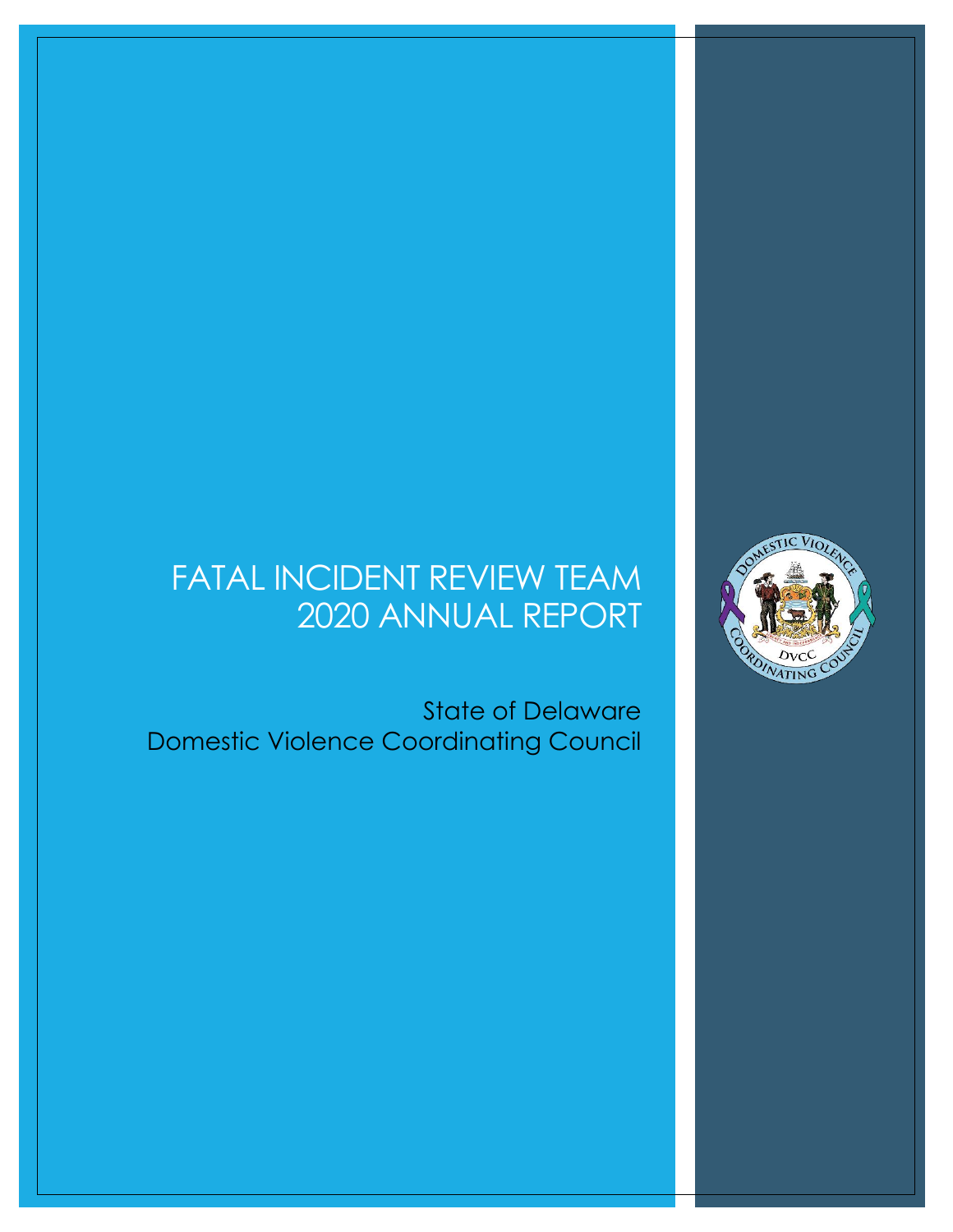# FATAL INCIDENT REVIEW TEAM 2020 ANNUAL REPORT

State of Delaware
Domestic Violence Coordinating Council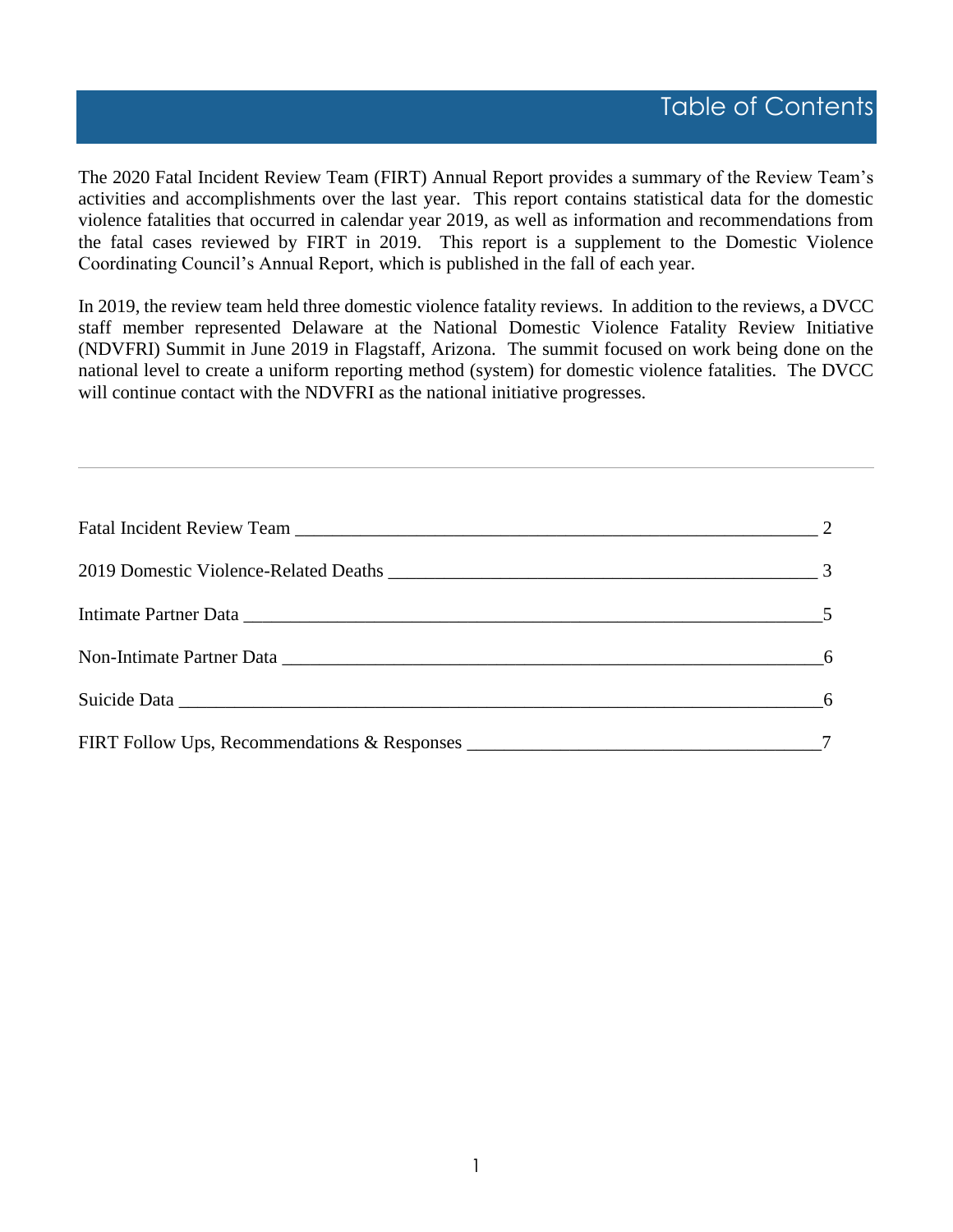# Table of Contents

The 2020 Fatal Incident Review Team (FIRT) Annual Report provides a summary of the Review Team's activities and accomplishments over the last year. This report contains statistical data for the domestic violence fatalities that occurred in calendar year 2019, as well as information and recommendations from the fatal cases reviewed by FIRT in 2019. This report is a supplement to the Domestic Violence Coordinating Council's Annual Report, which is published in the fall of each year.

In 2019, the review team held three domestic violence fatality reviews. In addition to the reviews, a DVCC staff member represented Delaware at the National Domestic Violence Fatality Review Initiative (NDVFRI) Summit in June 2019 in Flagstaff, Arizona. The summit focused on work being done on the national level to create a uniform reporting method (system) for domestic violence fatalities. The DVCC will continue contact with the NDVFRI as the national initiative progresses.

---

Fatal Incident Review Team ______ 2

2019 Domestic Violence-Related Deaths ______ 3

Intimate Partner Data ______ 5

Non-Intimate Partner Data ______ 6

Suicide Data ______ 6

FIRT Follow Ups, Recommendations & Responses ______ 7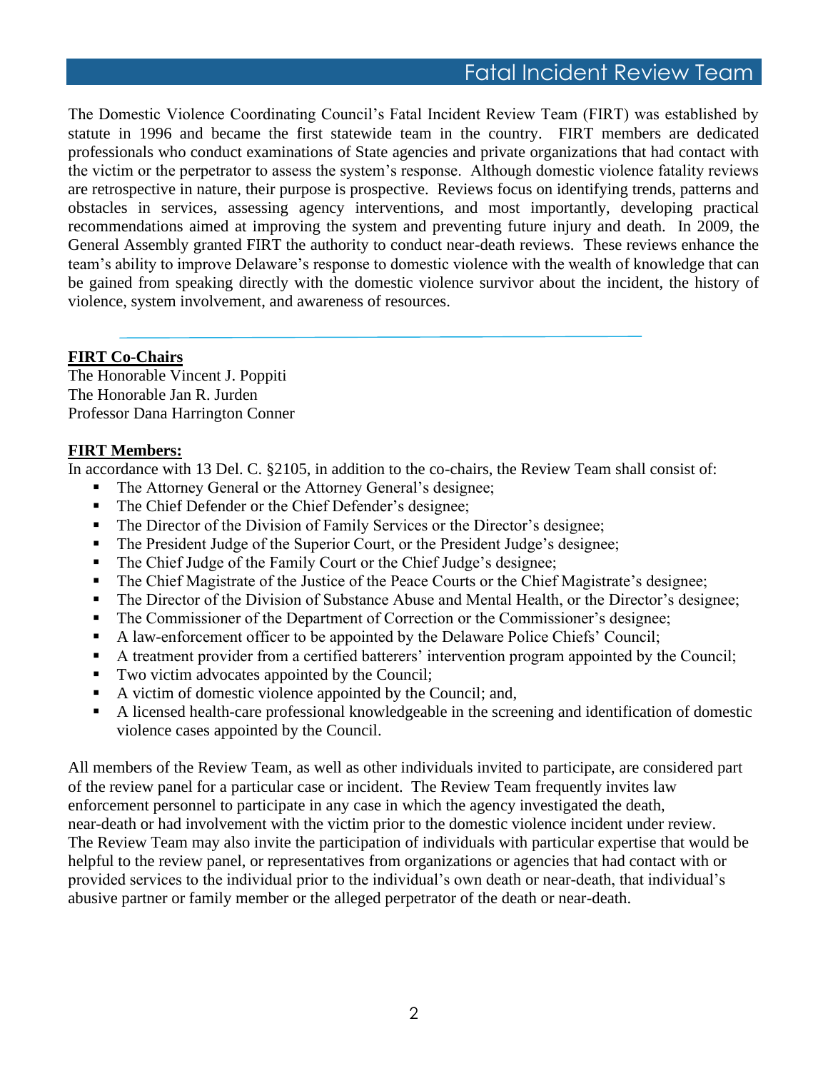# Fatal Incident Review Team

The Domestic Violence Coordinating Council's Fatal Incident Review Team (FIRT) was established by statute in 1996 and became the first statewide team in the country. FIRT members are dedicated professionals who conduct examinations of State agencies and private organizations that had contact with the victim or the perpetrator to assess the system's response. Although domestic violence fatality reviews are retrospective in nature, their purpose is prospective. Reviews focus on identifying trends, patterns and obstacles in services, assessing agency interventions, and most importantly, developing practical recommendations aimed at improving the system and preventing future injury and death. In 2009, the General Assembly granted FIRT the authority to conduct near-death reviews. These reviews enhance the team's ability to improve Delaware's response to domestic violence with the wealth of knowledge that can be gained from speaking directly with the domestic violence survivor about the incident, the history of violence, system involvement, and awareness of resources.

**FIRT Co-Chairs**

The Honorable Vincent J. Poppiti
The Honorable Jan R. Jurden
Professor Dana Harrington Conner

**FIRT Members:**

In accordance with 13 Del. C. §2105, in addition to the co-chairs, the Review Team shall consist of:

- The Attorney General or the Attorney General's designee;
- The Chief Defender or the Chief Defender's designee;
- The Director of the Division of Family Services or the Director's designee;
- The President Judge of the Superior Court, or the President Judge's designee;
- The Chief Judge of the Family Court or the Chief Judge's designee;
- The Chief Magistrate of the Justice of the Peace Courts or the Chief Magistrate's designee;
- The Director of the Division of Substance Abuse and Mental Health, or the Director's designee;
- The Commissioner of the Department of Correction or the Commissioner's designee;
- A law-enforcement officer to be appointed by the Delaware Police Chiefs' Council;
- A treatment provider from a certified batterers' intervention program appointed by the Council;
- Two victim advocates appointed by the Council;
- A victim of domestic violence appointed by the Council; and,
- A licensed health-care professional knowledgeable in the screening and identification of domestic violence cases appointed by the Council.

All members of the Review Team, as well as other individuals invited to participate, are considered part of the review panel for a particular case or incident. The Review Team frequently invites law enforcement personnel to participate in any case in which the agency investigated the death, near-death or had involvement with the victim prior to the domestic violence incident under review. The Review Team may also invite the participation of individuals with particular expertise that would be helpful to the review panel, or representatives from organizations or agencies that had contact with or provided services to the individual prior to the individual's own death or near-death, that individual's abusive partner or family member or the alleged perpetrator of the death or near-death.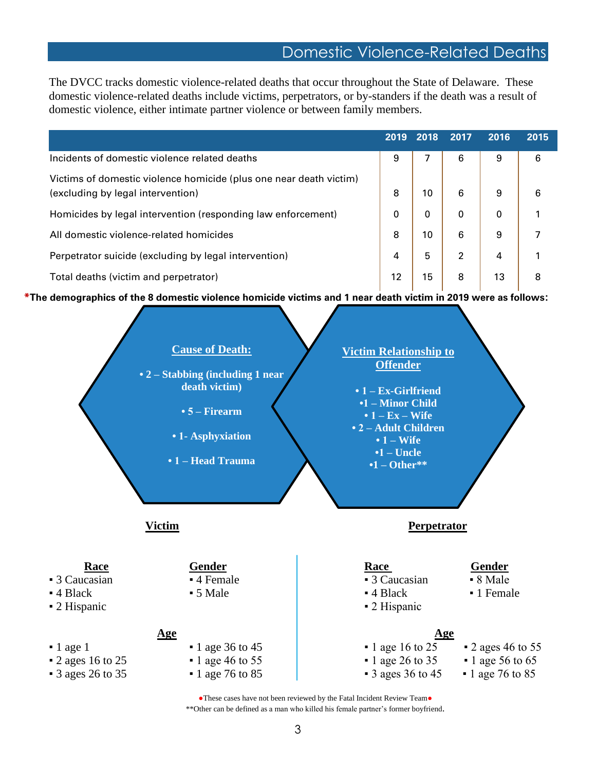## Domestic Violence-Related Deaths

The DVCC tracks domestic violence-related deaths that occur throughout the State of Delaware. These domestic violence-related deaths include victims, perpetrators, or by-standers if the death was a result of domestic violence, either intimate partner violence or between family members.

| | 2019 | 2018 | 2017 | 2016 | 2015 |
|---|---|---|---|---|---|
| Incidents of domestic violence related deaths | 9 | 7 | 6 | 9 | 6 |
| Victims of domestic violence homicide (plus one near death victim) (excluding by legal intervention) | 8 | 10 | 6 | 9 | 6 |
| Homicides by legal intervention (responding law enforcement) | 0 | 0 | 0 | 0 | 1 |
| All domestic violence-related homicides | 8 | 10 | 6 | 9 | 7 |
| Perpetrator suicide (excluding by legal intervention) | 4 | 5 | 2 | 4 | 1 |
| Total deaths (victim and perpetrator) | 12 | 15 | 8 | 13 | 8 |

***The demographics of the 8 domestic violence homicide victims and 1 near death victim in 2019 were as follows:**

**Cause of Death:**

- **2 – Stabbing (including 1 near death victim)**
- **5 – Firearm**
- **1- Asphyxiation**
- **1 – Head Trauma**

**Victim Relationship to Offender**

- **1 – Ex-Girlfriend**
- **1 – Minor Child**
- **1 – Ex – Wife**
- **2 – Adult Children**
- **1 – Wife**
- **1 – Uncle**
- **1 – Other****

### Victim

**Race**
- 3 Caucasian
- 4 Black
- 2 Hispanic

**Gender**
- 4 Female
- 5 Male

**Age**
- 1 age 1
- 2 ages 16 to 25
- 3 ages 26 to 35
- 1 age 36 to 45
- 1 age 46 to 55
- 1 age 76 to 85

### Perpetrator

**Race**
- 3 Caucasian
- 4 Black
- 2 Hispanic

**Gender**
- 8 Male
- 1 Female

**Age**
- 1 age 16 to 25
- 1 age 26 to 35
- 3 ages 36 to 45
- 2 ages 46 to 55
- 1 age 56 to 65
- 1 age 76 to 85

●These cases have not been reviewed by the Fatal Incident Review Team●

**Other can be defined as a man who killed his female partner's former boyfriend.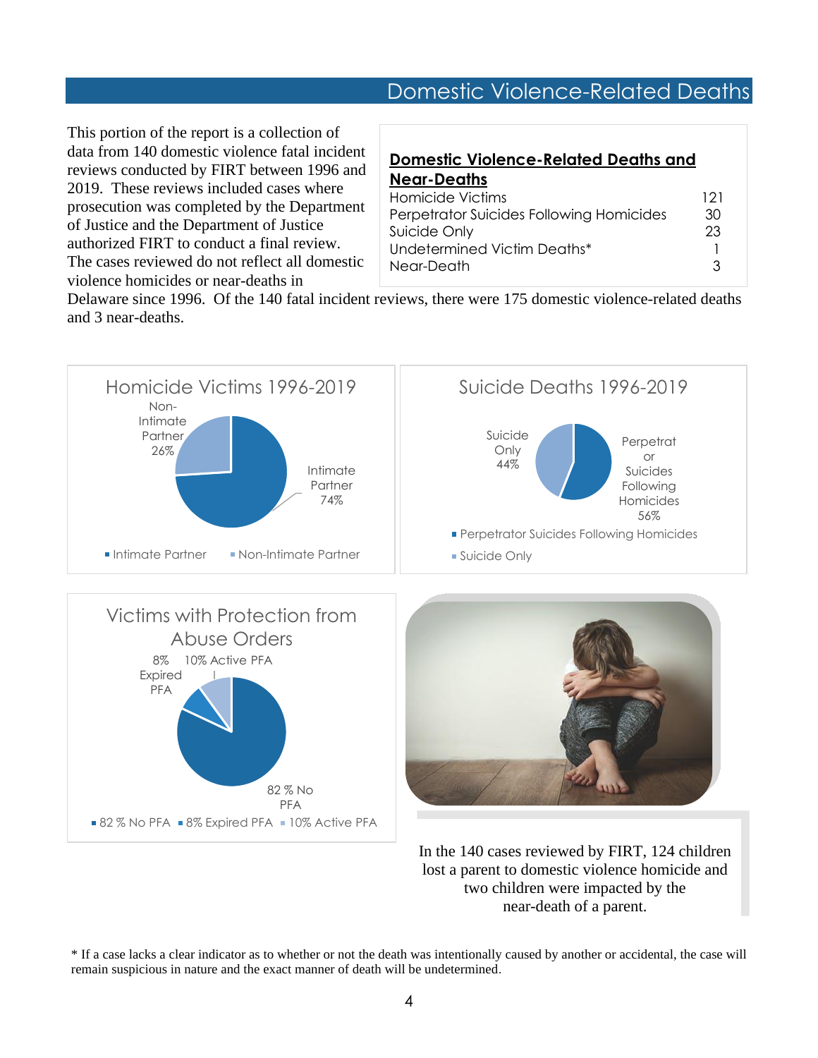## Domestic Violence-Related Deaths

This portion of the report is a collection of data from 140 domestic violence fatal incident reviews conducted by FIRT between 1996 and 2019. These reviews included cases where prosecution was completed by the Department of Justice and the Department of Justice authorized FIRT to conduct a final review. The cases reviewed do not reflect all domestic violence homicides or near-deaths in Delaware since 1996. Of the 140 fatal incident reviews, there were 175 domestic violence-related deaths and 3 near-deaths.

**Domestic Violence-Related Deaths and Near-Deaths**

| Category | Count |
|---|---|
| Homicide Victims | 121 |
| Perpetrator Suicides Following Homicides | 30 |
| Suicide Only | 23 |
| Undetermined Victim Deaths* | 1 |
| Near-Death | 3 |

**Homicide Victims 1996-2019**

- Intimate Partner 74%
- Non-Intimate Partner 26%

**Suicide Deaths 1996-2019**

- Perpetrator Suicides Following Homicides 56%
- Suicide Only 44%

**Victims with Protection from Abuse Orders**

- 82 % No PFA
- 8% Expired PFA
- 10% Active PFA

In the 140 cases reviewed by FIRT, 124 children lost a parent to domestic violence homicide and two children were impacted by the near-death of a parent.

\* If a case lacks a clear indicator as to whether or not the death was intentionally caused by another or accidental, the case will remain suspicious in nature and the exact manner of death will be undetermined.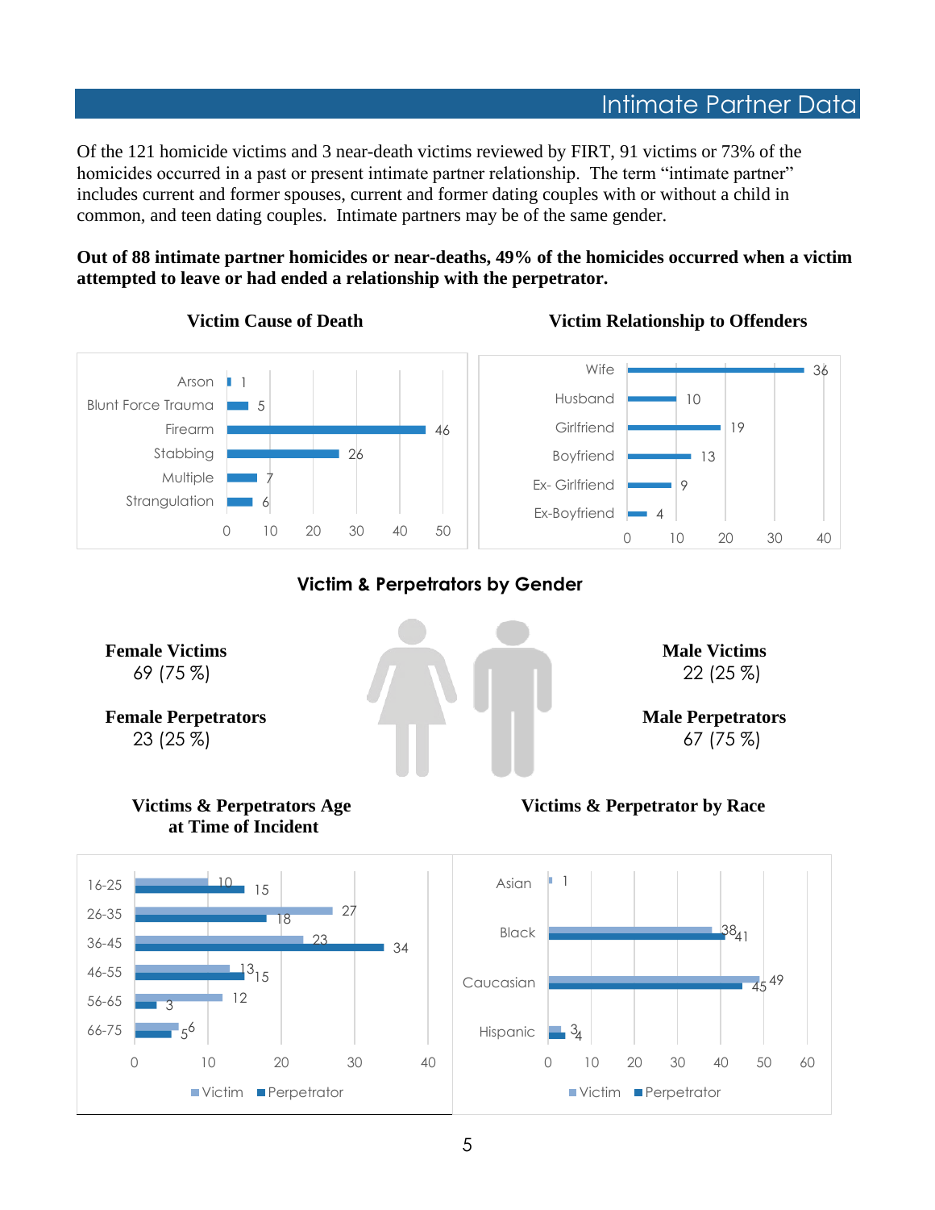## Intimate Partner Data

Of the 121 homicide victims and 3 near-death victims reviewed by FIRT, 91 victims or 73% of the homicides occurred in a past or present intimate partner relationship. The term "intimate partner" includes current and former spouses, current and former dating couples with or without a child in common, and teen dating couples. Intimate partners may be of the same gender.

**Out of 88 intimate partner homicides or near-deaths, 49% of the homicides occurred when a victim attempted to leave or had ended a relationship with the perpetrator.**

### Victim Cause of Death

| Cause | Count |
|---|---|
| Arson | 1 |
| Blunt Force Trauma | 5 |
| Firearm | 46 |
| Stabbing | 26 |
| Multiple | 7 |
| Strangulation | 6 |

### Victim Relationship to Offenders

| Relationship | Count |
|---|---|
| Wife | 36 |
| Husband | 10 |
| Girlfriend | 19 |
| Boyfriend | 13 |
| Ex- Girlfriend | 9 |
| Ex-Boyfriend | 4 |

### Victim & Perpetrators by Gender

**Female Victims**
69 (75 %)

**Female Perpetrators**
23 (25 %)

**Male Victims**
22 (25 %)

**Male Perpetrators**
67 (75 %)

### Victims & Perpetrators Age at Time of Incident

| Age | Victim | Perpetrator |
|---|---|---|
| 16-25 | 10 | 15 |
| 26-35 | 27 | 18 |
| 36-45 | 23 | 34 |
| 46-55 | 13 | 15 |
| 56-65 | 12 | 3 |
| 66-75 | 6 | 5 |

### Victims & Perpetrator by Race

| Race | Victim | Perpetrator |
|---|---|---|
| Asian | 1 | |
| Black | 38 | 41 |
| Caucasian | 49 | 45 |
| Hispanic | 3 | 4 |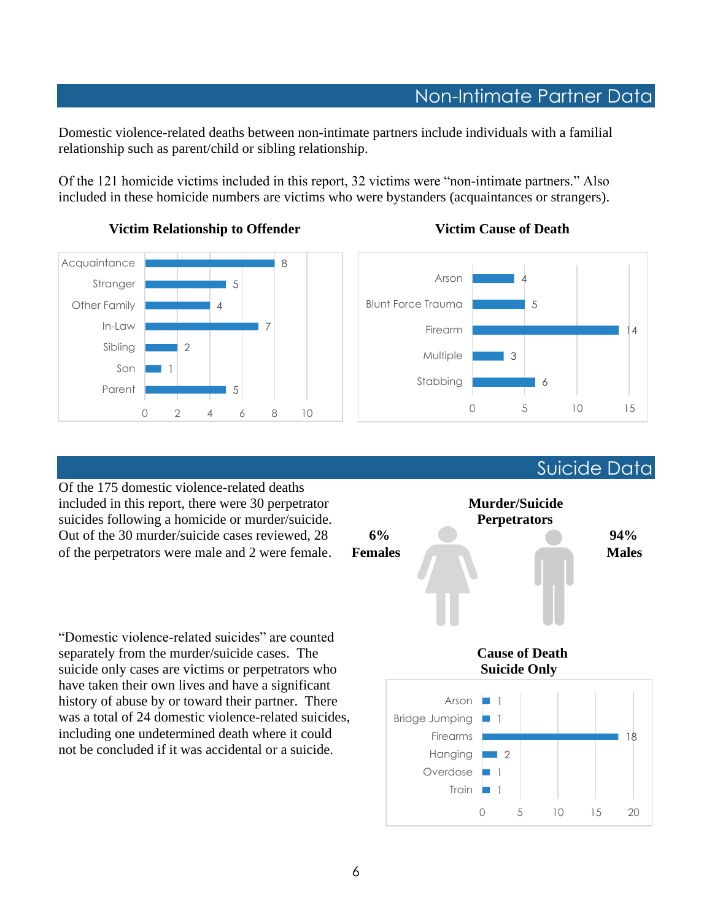## Non-Intimate Partner Data

Domestic violence-related deaths between non-intimate partners include individuals with a familial relationship such as parent/child or sibling relationship.

Of the 121 homicide victims included in this report, 32 victims were "non-intimate partners." Also included in these homicide numbers are victims who were bystanders (acquaintances or strangers).

**Victim Relationship to Offender**

| Relationship | Count |
|---|---|
| Acquaintance | 8 |
| Stranger | 5 |
| Other Family | 4 |
| In-Law | 7 |
| Sibling | 2 |
| Son | 1 |
| Parent | 5 |

**Victim Cause of Death**

| Cause | Count |
|---|---|
| Arson | 4 |
| Blunt Force Trauma | 5 |
| Firearm | 14 |
| Multiple | 3 |
| Stabbing | 6 |

## Suicide Data

Of the 175 domestic violence-related deaths included in this report, there were 30 perpetrator suicides following a homicide or murder/suicide. Out of the 30 murder/suicide cases reviewed, 28 of the perpetrators were male and 2 were female.

**Murder/Suicide Perpetrators**

**6% Females**

**94% Males**

"Domestic violence-related suicides" are counted separately from the murder/suicide cases. The suicide only cases are victims or perpetrators who have taken their own lives and have a significant history of abuse by or toward their partner. There was a total of 24 domestic violence-related suicides, including one undetermined death where it could not be concluded if it was accidental or a suicide.

**Cause of Death Suicide Only**

| Cause | Count |
|---|---|
| Arson | 1 |
| Bridge Jumping | 1 |
| Firearms | 18 |
| Hanging | 2 |
| Overdose | 1 |
| Train | 1 |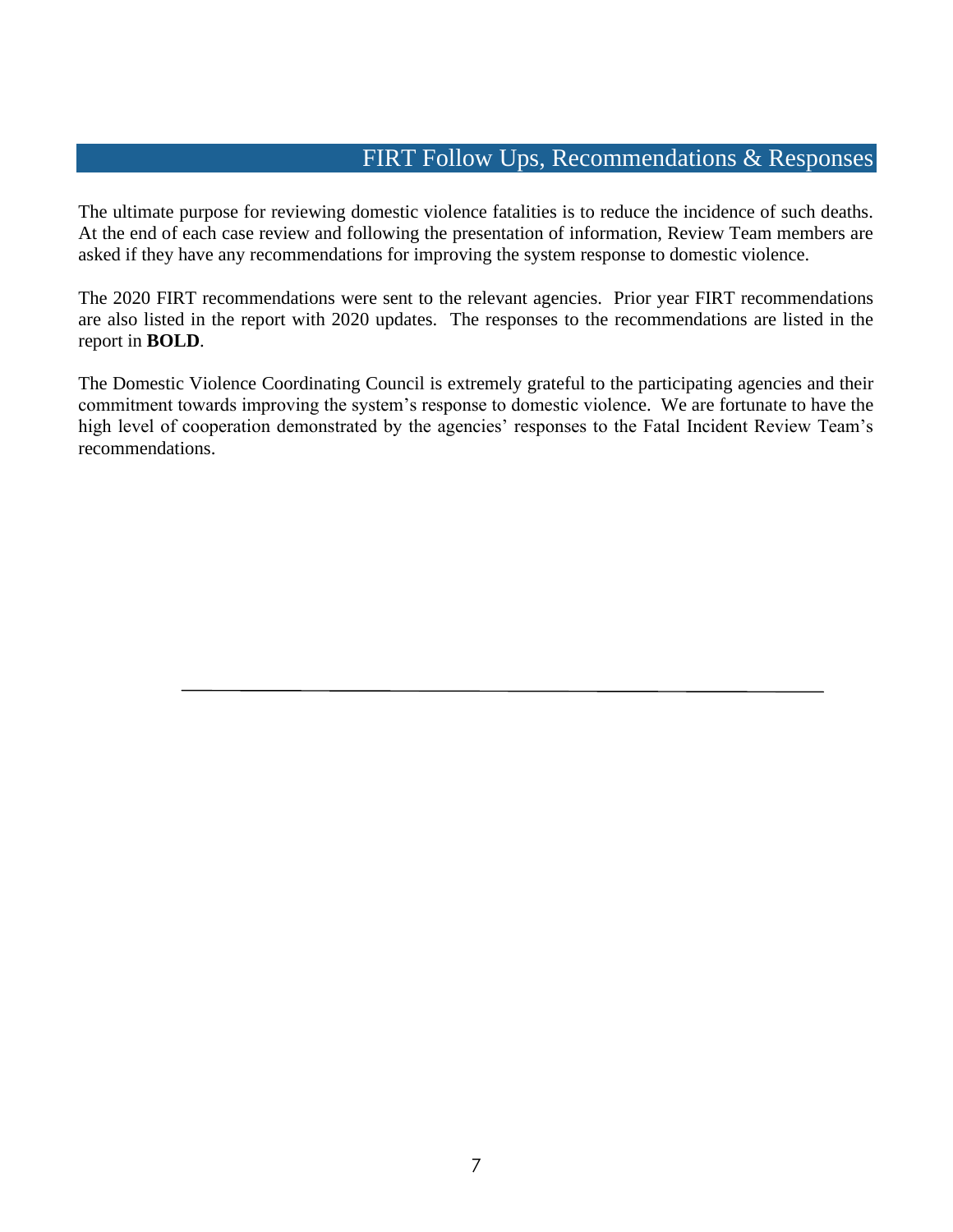## FIRT Follow Ups, Recommendations & Responses

The ultimate purpose for reviewing domestic violence fatalities is to reduce the incidence of such deaths. At the end of each case review and following the presentation of information, Review Team members are asked if they have any recommendations for improving the system response to domestic violence.

The 2020 FIRT recommendations were sent to the relevant agencies. Prior year FIRT recommendations are also listed in the report with 2020 updates. The responses to the recommendations are listed in the report in **BOLD**.

The Domestic Violence Coordinating Council is extremely grateful to the participating agencies and their commitment towards improving the system's response to domestic violence. We are fortunate to have the high level of cooperation demonstrated by the agencies' responses to the Fatal Incident Review Team's recommendations.

---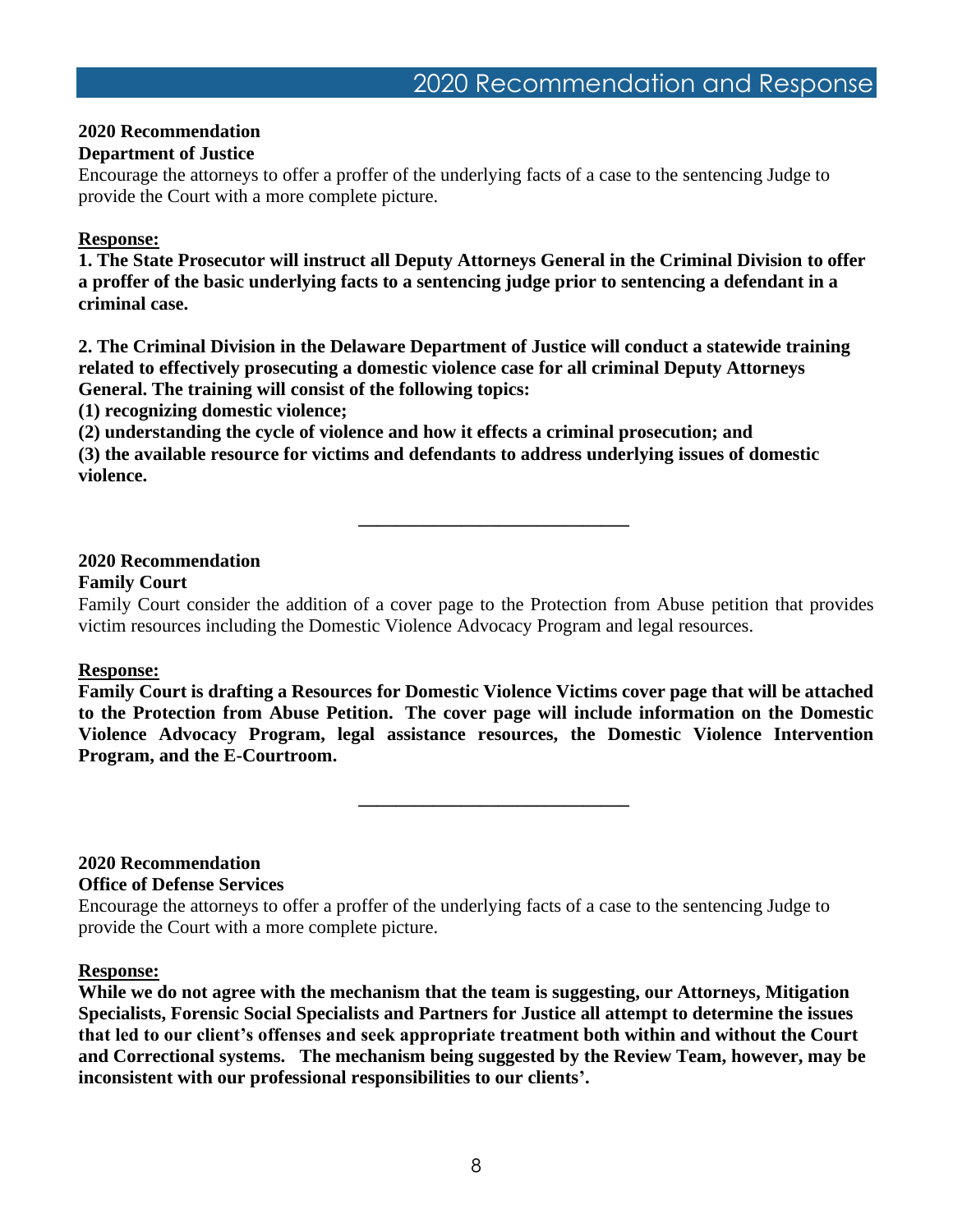# 2020 Recommendation and Response

**2020 Recommendation**
**Department of Justice**
Encourage the attorneys to offer a proffer of the underlying facts of a case to the sentencing Judge to provide the Court with a more complete picture.

**Response:**
**1. The State Prosecutor will instruct all Deputy Attorneys General in the Criminal Division to offer a proffer of the basic underlying facts to a sentencing judge prior to sentencing a defendant in a criminal case.**

**2. The Criminal Division in the Delaware Department of Justice will conduct a statewide training related to effectively prosecuting a domestic violence case for all criminal Deputy Attorneys General. The training will consist of the following topics:**
**(1) recognizing domestic violence;**
**(2) understanding the cycle of violence and how it effects a criminal prosecution; and**
**(3) the available resource for victims and defendants to address underlying issues of domestic violence.**

---

**2020 Recommendation**
**Family Court**
Family Court consider the addition of a cover page to the Protection from Abuse petition that provides victim resources including the Domestic Violence Advocacy Program and legal resources.

**Response:**
**Family Court is drafting a Resources for Domestic Violence Victims cover page that will be attached to the Protection from Abuse Petition. The cover page will include information on the Domestic Violence Advocacy Program, legal assistance resources, the Domestic Violence Intervention Program, and the E-Courtroom.**

---

**2020 Recommendation**
**Office of Defense Services**
Encourage the attorneys to offer a proffer of the underlying facts of a case to the sentencing Judge to provide the Court with a more complete picture.

**Response:**
**While we do not agree with the mechanism that the team is suggesting, our Attorneys, Mitigation Specialists, Forensic Social Specialists and Partners for Justice all attempt to determine the issues that led to our client's offenses and seek appropriate treatment both within and without the Court and Correctional systems. The mechanism being suggested by the Review Team, however, may be inconsistent with our professional responsibilities to our clients'.**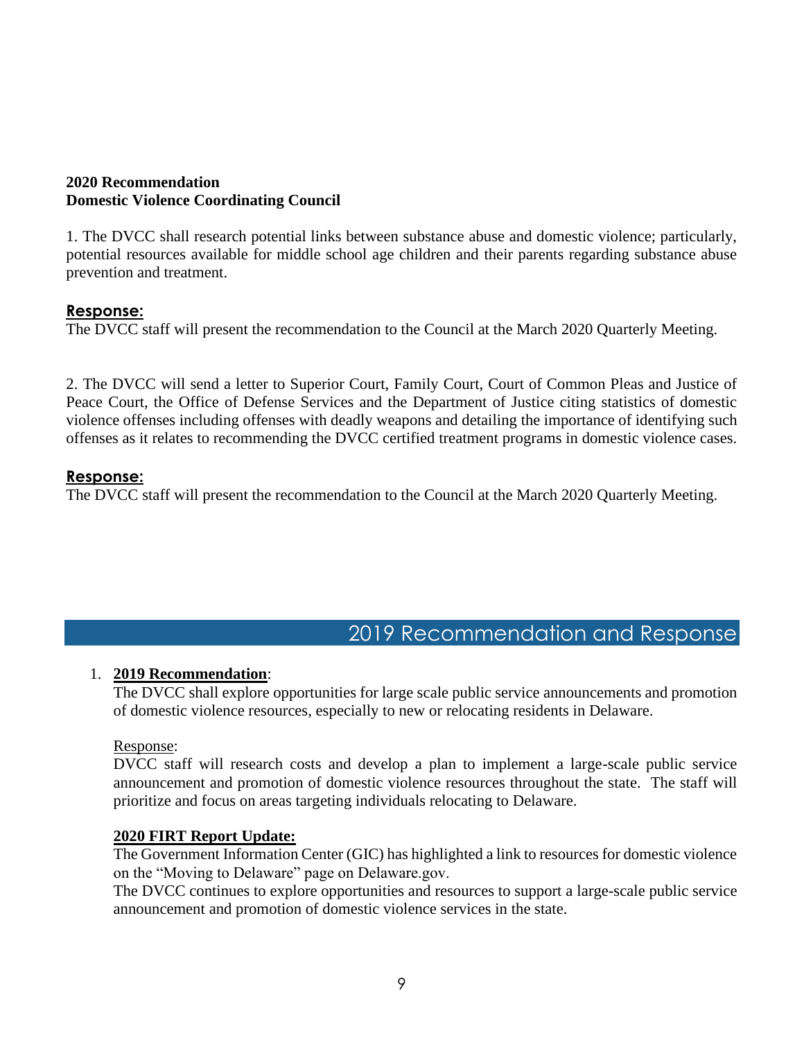**2020 Recommendation**
**Domestic Violence Coordinating Council**

1. The DVCC shall research potential links between substance abuse and domestic violence; particularly, potential resources available for middle school age children and their parents regarding substance abuse prevention and treatment.

**Response:**
The DVCC staff will present the recommendation to the Council at the March 2020 Quarterly Meeting.

2. The DVCC will send a letter to Superior Court, Family Court, Court of Common Pleas and Justice of Peace Court, the Office of Defense Services and the Department of Justice citing statistics of domestic violence offenses including offenses with deadly weapons and detailing the importance of identifying such offenses as it relates to recommending the DVCC certified treatment programs in domestic violence cases.

**Response:**
The DVCC staff will present the recommendation to the Council at the March 2020 Quarterly Meeting.

## 2019 Recommendation and Response

1. **2019 Recommendation**:
   The DVCC shall explore opportunities for large scale public service announcements and promotion of domestic violence resources, especially to new or relocating residents in Delaware.

   Response:
   DVCC staff will research costs and develop a plan to implement a large-scale public service announcement and promotion of domestic violence resources throughout the state. The staff will prioritize and focus on areas targeting individuals relocating to Delaware.

   **2020 FIRT Report Update:**
   The Government Information Center (GIC) has highlighted a link to resources for domestic violence on the "Moving to Delaware" page on Delaware.gov.
   The DVCC continues to explore opportunities and resources to support a large-scale public service announcement and promotion of domestic violence services in the state.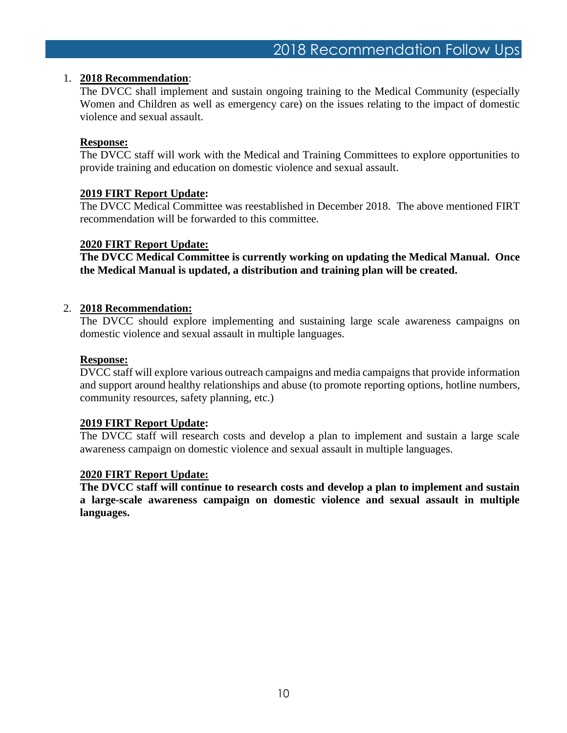# 2018 Recommendation Follow Ups

1. **2018 Recommendation**:
   The DVCC shall implement and sustain ongoing training to the Medical Community (especially Women and Children as well as emergency care) on the issues relating to the impact of domestic violence and sexual assault.

   **Response:**
   The DVCC staff will work with the Medical and Training Committees to explore opportunities to provide training and education on domestic violence and sexual assault.

   **2019 FIRT Report Update:**
   The DVCC Medical Committee was reestablished in December 2018. The above mentioned FIRT recommendation will be forwarded to this committee.

   **2020 FIRT Report Update:**
   **The DVCC Medical Committee is currently working on updating the Medical Manual. Once the Medical Manual is updated, a distribution and training plan will be created.**

2. **2018 Recommendation:**
   The DVCC should explore implementing and sustaining large scale awareness campaigns on domestic violence and sexual assault in multiple languages.

   **Response:**
   DVCC staff will explore various outreach campaigns and media campaigns that provide information and support around healthy relationships and abuse (to promote reporting options, hotline numbers, community resources, safety planning, etc.)

   **2019 FIRT Report Update:**
   The DVCC staff will research costs and develop a plan to implement and sustain a large scale awareness campaign on domestic violence and sexual assault in multiple languages.

   **2020 FIRT Report Update:**
   **The DVCC staff will continue to research costs and develop a plan to implement and sustain a large-scale awareness campaign on domestic violence and sexual assault in multiple languages.**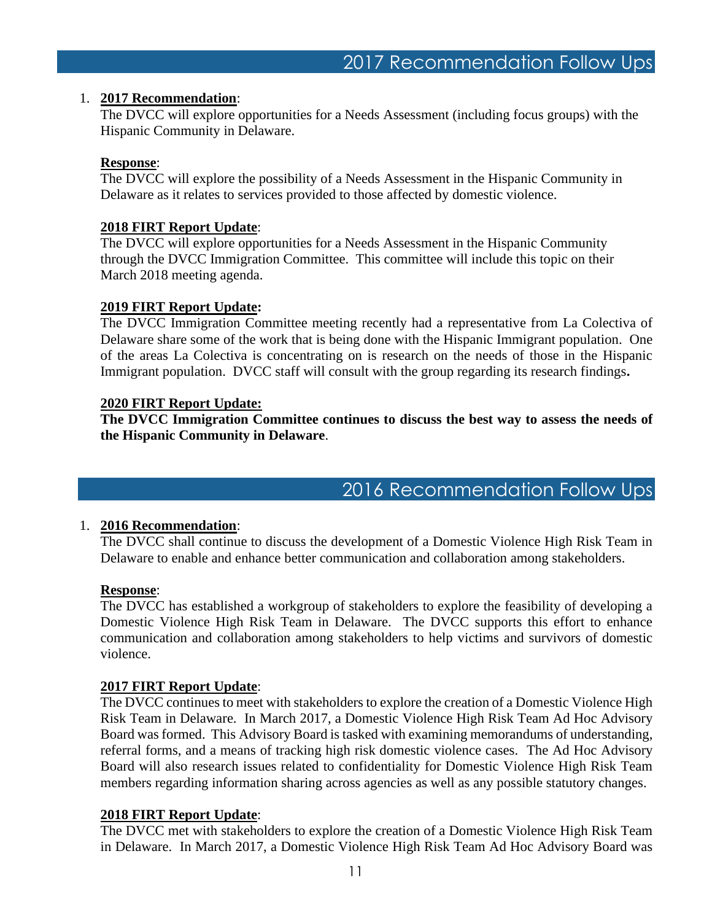## 2017 Recommendation Follow Ups

1. **2017 Recommendation**:
   The DVCC will explore opportunities for a Needs Assessment (including focus groups) with the Hispanic Community in Delaware.

   **Response**:
   The DVCC will explore the possibility of a Needs Assessment in the Hispanic Community in Delaware as it relates to services provided to those affected by domestic violence.

   **2018 FIRT Report Update**:
   The DVCC will explore opportunities for a Needs Assessment in the Hispanic Community through the DVCC Immigration Committee. This committee will include this topic on their March 2018 meeting agenda.

   **2019 FIRT Report Update:**
   The DVCC Immigration Committee meeting recently had a representative from La Colectiva of Delaware share some of the work that is being done with the Hispanic Immigrant population. One of the areas La Colectiva is concentrating on is research on the needs of those in the Hispanic Immigrant population. DVCC staff will consult with the group regarding its research findings**.**

   **2020 FIRT Report Update:**
   **The DVCC Immigration Committee continues to discuss the best way to assess the needs of the Hispanic Community in Delaware**.

## 2016 Recommendation Follow Ups

1. **2016 Recommendation**:
   The DVCC shall continue to discuss the development of a Domestic Violence High Risk Team in Delaware to enable and enhance better communication and collaboration among stakeholders.

   **Response**:
   The DVCC has established a workgroup of stakeholders to explore the feasibility of developing a Domestic Violence High Risk Team in Delaware. The DVCC supports this effort to enhance communication and collaboration among stakeholders to help victims and survivors of domestic violence.

   **2017 FIRT Report Update**:
   The DVCC continues to meet with stakeholders to explore the creation of a Domestic Violence High Risk Team in Delaware. In March 2017, a Domestic Violence High Risk Team Ad Hoc Advisory Board was formed. This Advisory Board is tasked with examining memorandums of understanding, referral forms, and a means of tracking high risk domestic violence cases. The Ad Hoc Advisory Board will also research issues related to confidentiality for Domestic Violence High Risk Team members regarding information sharing across agencies as well as any possible statutory changes.

   **2018 FIRT Report Update**:
   The DVCC met with stakeholders to explore the creation of a Domestic Violence High Risk Team in Delaware. In March 2017, a Domestic Violence High Risk Team Ad Hoc Advisory Board was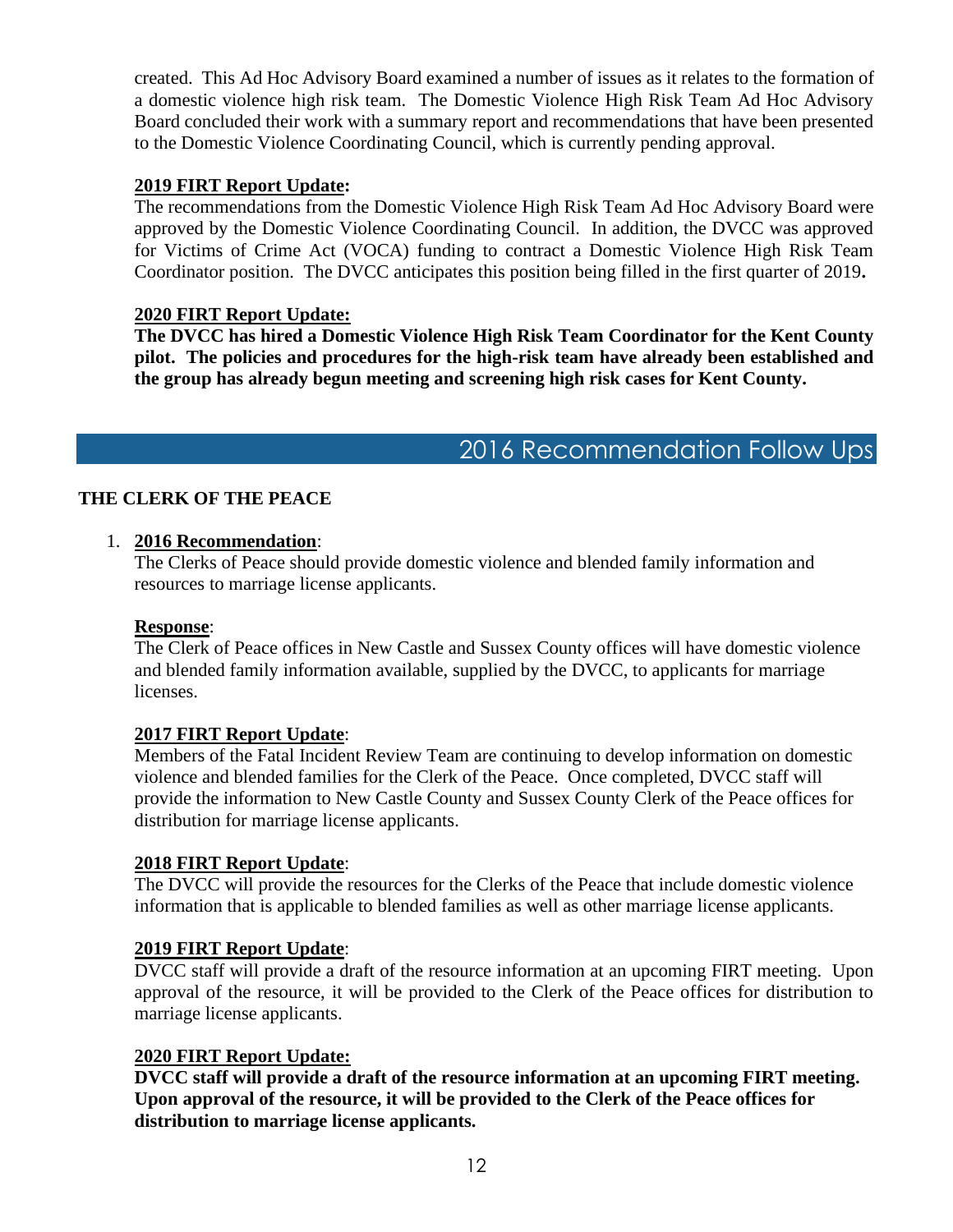created. This Ad Hoc Advisory Board examined a number of issues as it relates to the formation of a domestic violence high risk team. The Domestic Violence High Risk Team Ad Hoc Advisory Board concluded their work with a summary report and recommendations that have been presented to the Domestic Violence Coordinating Council, which is currently pending approval.

**2019 FIRT Report Update:**
The recommendations from the Domestic Violence High Risk Team Ad Hoc Advisory Board were approved by the Domestic Violence Coordinating Council. In addition, the DVCC was approved for Victims of Crime Act (VOCA) funding to contract a Domestic Violence High Risk Team Coordinator position. The DVCC anticipates this position being filled in the first quarter of 2019**.**

**2020 FIRT Report Update:**
**The DVCC has hired a Domestic Violence High Risk Team Coordinator for the Kent County pilot. The policies and procedures for the high-risk team have already been established and the group has already begun meeting and screening high risk cases for Kent County.**

## 2016 Recommendation Follow Ups

### THE CLERK OF THE PEACE

1. **2016 Recommendation**:
   The Clerks of Peace should provide domestic violence and blended family information and resources to marriage license applicants.

   **Response**:
   The Clerk of Peace offices in New Castle and Sussex County offices will have domestic violence and blended family information available, supplied by the DVCC, to applicants for marriage licenses.

   **2017 FIRT Report Update**:
   Members of the Fatal Incident Review Team are continuing to develop information on domestic violence and blended families for the Clerk of the Peace. Once completed, DVCC staff will provide the information to New Castle County and Sussex County Clerk of the Peace offices for distribution for marriage license applicants.

   **2018 FIRT Report Update**:
   The DVCC will provide the resources for the Clerks of the Peace that include domestic violence information that is applicable to blended families as well as other marriage license applicants.

   **2019 FIRT Report Update**:
   DVCC staff will provide a draft of the resource information at an upcoming FIRT meeting. Upon approval of the resource, it will be provided to the Clerk of the Peace offices for distribution to marriage license applicants.

   **2020 FIRT Report Update:**
   **DVCC staff will provide a draft of the resource information at an upcoming FIRT meeting. Upon approval of the resource, it will be provided to the Clerk of the Peace offices for distribution to marriage license applicants.**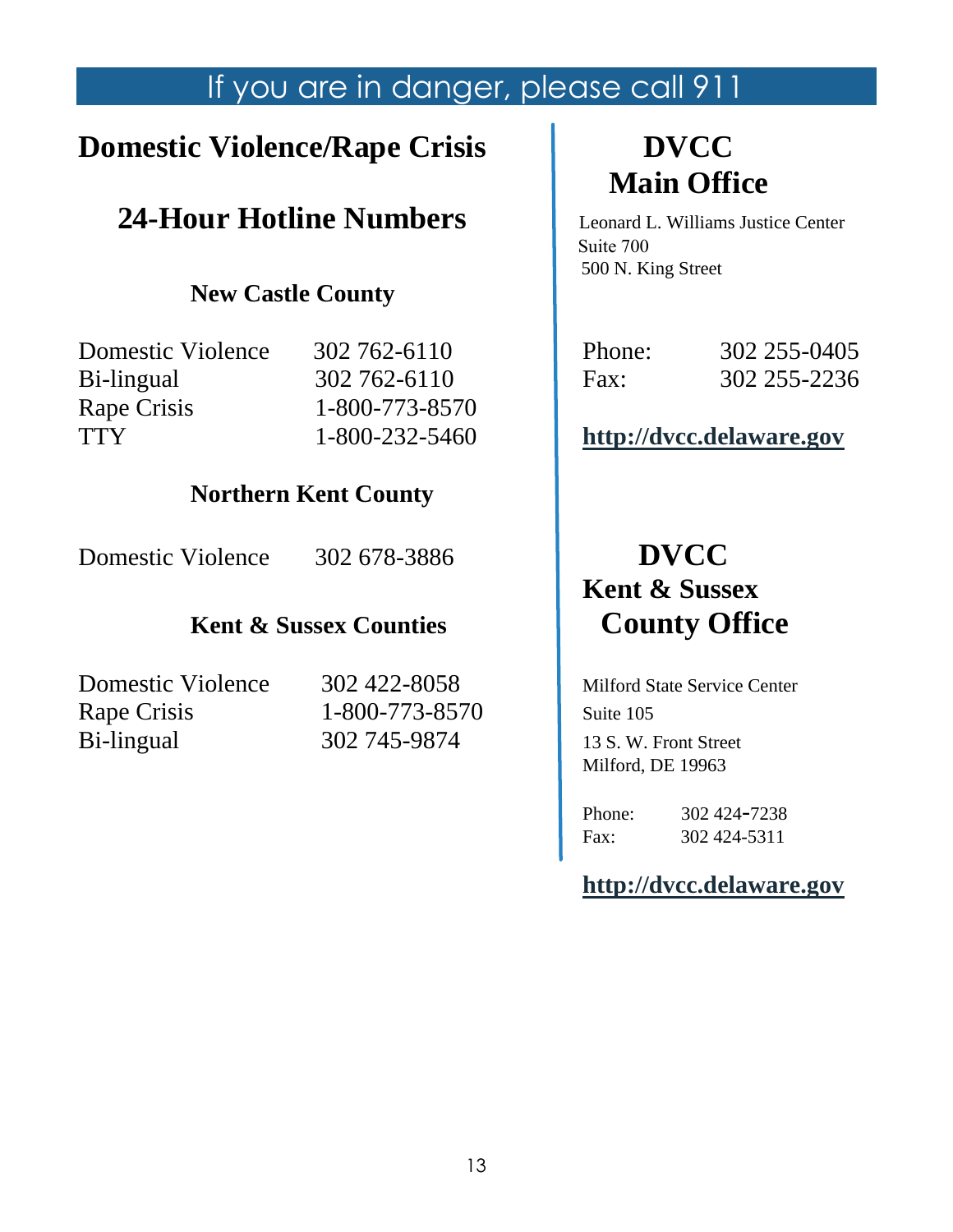# If you are in danger, please call 911

## Domestic Violence/Rape Crisis

## 24-Hour Hotline Numbers

### New Castle County

| | |
|---|---|
| Domestic Violence | 302 762-6110 |
| Bi-lingual | 302 762-6110 |
| Rape Crisis | 1-800-773-8570 |
| TTY | 1-800-232-5460 |

### Northern Kent County

| | |
|---|---|
| Domestic Violence | 302 678-3886 |

### Kent & Sussex Counties

| | |
|---|---|
| Domestic Violence | 302 422-8058 |
| Rape Crisis | 1-800-773-8570 |
| Bi-lingual | 302 745-9874 |

## DVCC Main Office

Leonard L. Williams Justice Center
Suite 700
500 N. King Street

| | |
|---|---|
| Phone: | 302 255-0405 |
| Fax: | 302 255-2236 |

**http://dvcc.delaware.gov**

## DVCC Kent & Sussex County Office

Milford State Service Center
Suite 105
13 S. W. Front Street
Milford, DE 19963

| | |
|---|---|
| Phone: | 302 424-7238 |
| Fax: | 302 424-5311 |

**http://dvcc.delaware.gov**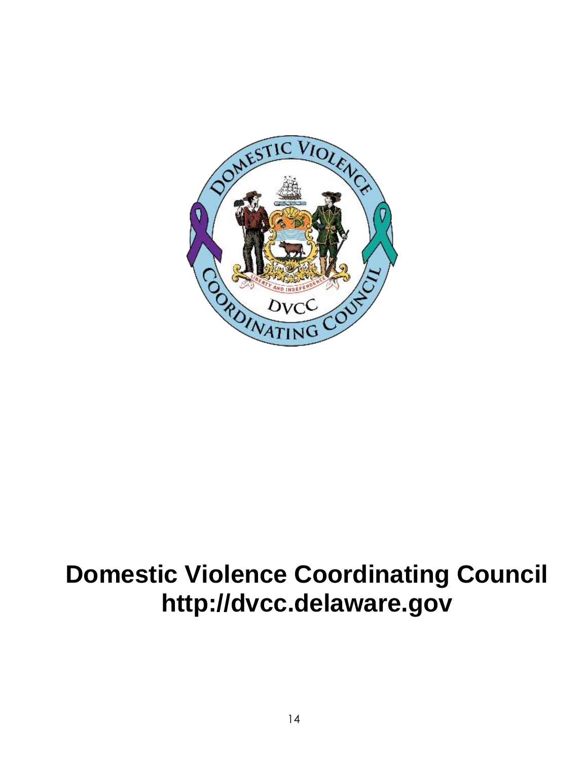**Domestic Violence Coordinating Council**
**http://dvcc.delaware.gov**